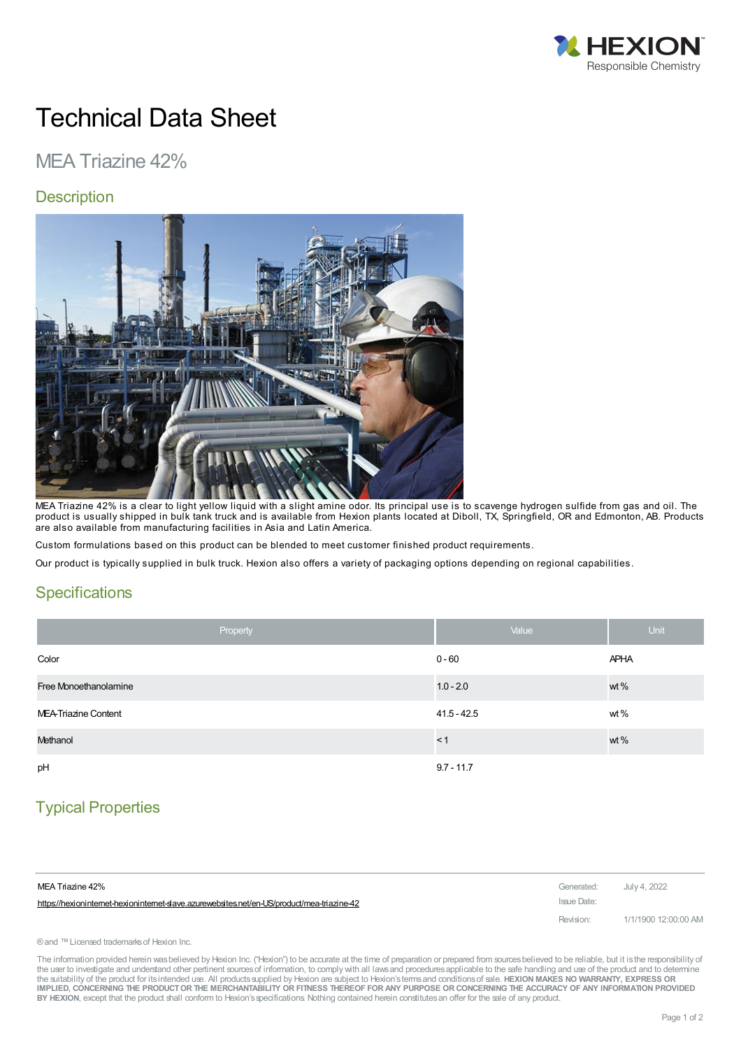# Technical Data Sheet

## MEA Triazine 42%

### Description

MEA Triazine 42% is a clear to light yellow liquid with a slight amine odor. Its principal use is to scavenge hydrogen sulfide from gas and oil. The product is usually shipped in bulk tank truck and is available from Hexion plants located at Diboll, TX, Springfield, OR and Edmonton, AB. Products are also available from manufacturing facilities in Asia and Latin America.

Custom formulations based on this product can be blended to meet customer finished product requirements.

Our product is typically supplied in bulk truck. Hexion also offers a variety of packaging options depending on regional capabilities.

### Specifications

| Property | Value | Unit |
|---|---|---|
| Color | 0 - 60 | APHA |
| Free Monoethanolamine | 1.0 - 2.0 | wt % |
| MEA-Triazine Content | 41.5 - 42.5 | wt % |
| Methanol | < 1 | wt % |
| pH | 9.7 - 11.7 | |

### Typical Properties

| MEA Triazine 42% | Generated: | July 4, 2022 |
|---|---|---|
| https://hexioninternet-hexioninternet-slave.azurewebsites.net/en-US/product/mea-triazine-42 | Issue Date: | |
| | Revision: | 1/1/1900 12:00:00 AM |

® and ™ Licensed trademarks of Hexion Inc.

The information provided herein was believed by Hexion Inc. ("Hexion") to be accurate at the time of preparation or prepared from sources believed to be reliable, but it is the responsibility of the user to investigate and understand other pertinent sources of information, to comply with all laws and procedures applicable to the safe handling and use of the product and to determine the suitability of the product for its intended use. All products supplied by Hexion are subject to Hexion's terms and conditions of sale. **HEXION MAKES NO WARRANTY, EXPRESS OR IMPLIED, CONCERNING THE PRODUCT OR THE MERCHANTABILITY OR FITNESS THEREOF FOR ANY PURPOSE OR CONCERNING THE ACCURACY OF ANY INFORMATION PROVIDED BY HEXION**, except that the product shall conform to Hexion's specifications. Nothing contained herein constitutes an offer for the sale of any product.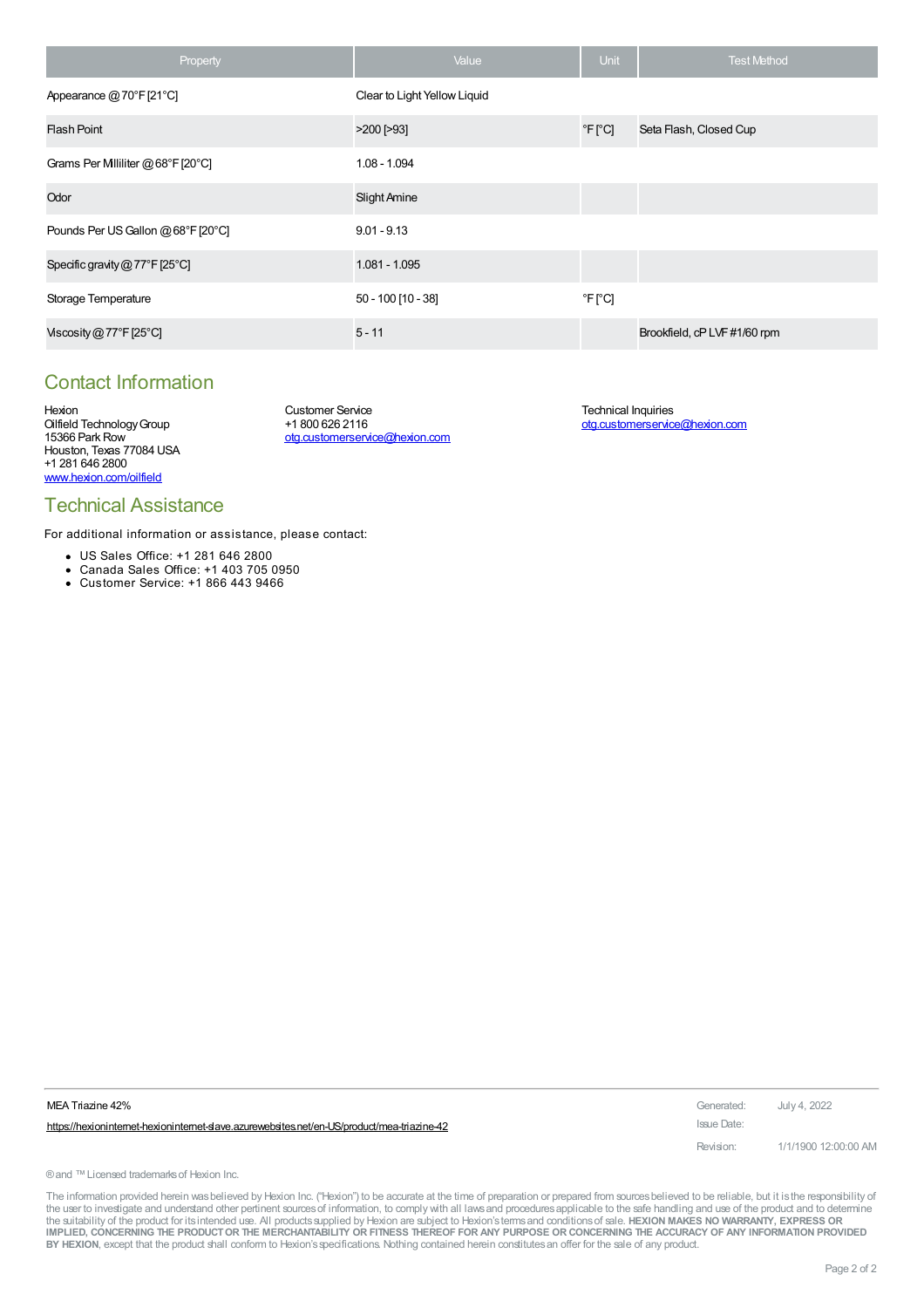| Property | Value | Unit | Test Method |
|---|---|---|---|
| Appearance @ 70°F [21°C] | Clear to Light Yellow Liquid | | |
| Flash Point | >200 [>93] | °F [°C] | Seta Flash, Closed Cup |
| Grams Per Milliliter @ 68°F [20°C] | 1.08 - 1.094 | | |
| Odor | Slight Amine | | |
| Pounds Per US Gallon @ 68°F [20°C] | 9.01 - 9.13 | | |
| Specific gravity @ 77°F [25°C] | 1.081 - 1.095 | | |
| Storage Temperature | 50 - 100 [10 - 38] | °F [°C] | |
| Viscosity @ 77°F [25°C] | 5 - 11 | | Brookfield, cP LVF #1/60 rpm |

## Contact Information

Hexion
Oilfield Technology Group
15366 Park Row
Houston, Texas 77084 USA
+1 281 646 2800
www.hexion.com/oilfield

Customer Service
+1 800 626 2116
otg.customerservice@hexion.com

Technical Inquiries
otg.customerservice@hexion.com

## Technical Assistance

For additional information or assistance, please contact:

- US Sales Office: +1 281 646 2800
- Canada Sales Office: +1 403 705 0950
- Customer Service: +1 866 443 9466

MEA Triazine 42%
https://hexioninternet-hexioninternet-slave.azurewebsites.net/en-US/product/mea-triazine-42

Generated: July 4, 2022
Issue Date:
Revision: 1/1/1900 12:00:00 AM

® and ™ Licensed trademarks of Hexion Inc.

The information provided herein was believed by Hexion Inc. ("Hexion") to be accurate at the time of preparation or prepared from sources believed to be reliable, but it is the responsibility of the user to investigate and understand other pertinent sources of information, to comply with all laws and procedures applicable to the safe handling and use of the product and to determine the suitability of the product for its intended use. All products supplied by Hexion are subject to Hexion's terms and conditions of sale. **HEXION MAKES NO WARRANTY, EXPRESS OR IMPLIED, CONCERNING THE PRODUCT OR THE MERCHANTABILITY OR FITNESS THEREOF FOR ANY PURPOSE OR CONCERNING THE ACCURACY OF ANY INFORMATION PROVIDED BY HEXION**, except that the product shall conform to Hexion's specifications. Nothing contained herein constitutes an offer for the sale of any product.